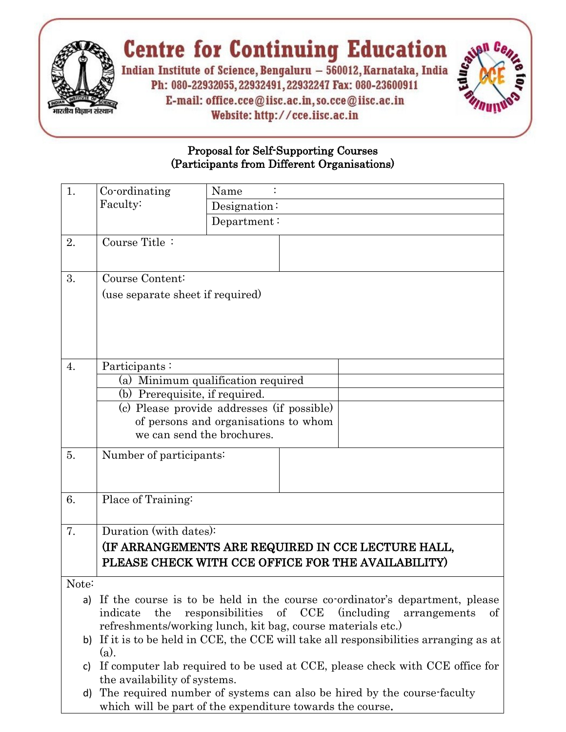# Centre for Continuing Education

**Indian Institute of Science, Bengaluru – 560012, Karnataka, India**
**Ph: 080-22932055, 22932491, 22932247 Fax: 080-23600911**
**E-mail: office.cce@iisc.ac.in, so.cce@iisc.ac.in**
**Website: http://cce.iisc.ac.in**

## Proposal for Self-Supporting Courses
## (Participants from Different Organisations)

| | | | |
|---|---|---|---|
| 1. | Co-ordinating Faculty: | Name : | |
| | | Designation : | |
| | | Department : | |
| 2. | Course Title : | | |
| 3. | Course Content: (use separate sheet if required) | | |
| 4. | Participants : | | |
| | (a) Minimum qualification required | | |
| | (b) Prerequisite, if required. | | |
| | (c) Please provide addresses (if possible) of persons and organisations to whom we can send the brochures. | | |
| 5. | Number of participants: | | |
| 6. | Place of Training: | | |
| 7. | Duration (with dates): **(IF ARRANGEMENTS ARE REQUIRED IN CCE LECTURE HALL, PLEASE CHECK WITH CCE OFFICE FOR THE AVAILABILITY)** | | |

Note:

a) If the course is to be held in the course co-ordinator's department, please indicate the responsibilities of CCE (including arrangements of refreshments/working lunch, kit bag, course materials etc.)

b) If it is to be held in CCE, the CCE will take all responsibilities arranging as at (a).

c) If computer lab required to be used at CCE, please check with CCE office for the availability of systems.

d) The required number of systems can also be hired by the course-faculty which will be part of the expenditure towards the course.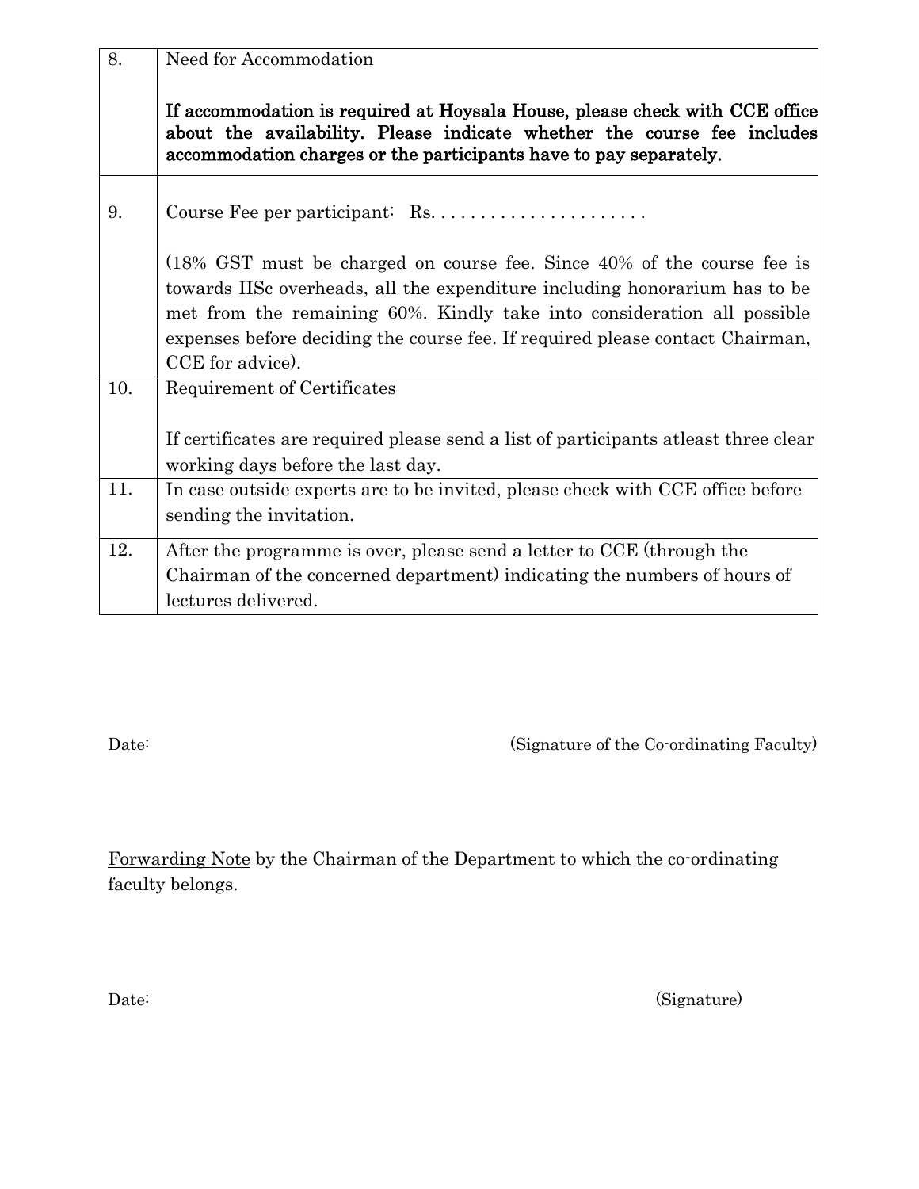| | |
|---|---|
| 8. | Need for Accommodation<br><br>**If accommodation is required at Hoysala House, please check with CCE office about the availability. Please indicate whether the course fee includes accommodation charges or the participants have to pay separately.** |
| 9. | Course Fee per participant: Rs. . . . . . . . . . . . . . . . . . . . . . .<br><br>(18% GST must be charged on course fee. Since 40% of the course fee is towards IISc overheads, all the expenditure including honorarium has to be met from the remaining 60%. Kindly take into consideration all possible expenses before deciding the course fee. If required please contact Chairman, CCE for advice). |
| 10. | Requirement of Certificates<br><br>If certificates are required please send a list of participants atleast three clear working days before the last day. |
| 11. | In case outside experts are to be invited, please check with CCE office before sending the invitation. |
| 12. | After the programme is over, please send a letter to CCE (through the Chairman of the concerned department) indicating the numbers of hours of lectures delivered. |

Date: (Signature of the Co-ordinating Faculty)

Forwarding Note by the Chairman of the Department to which the co-ordinating faculty belongs.

Date: (Signature)